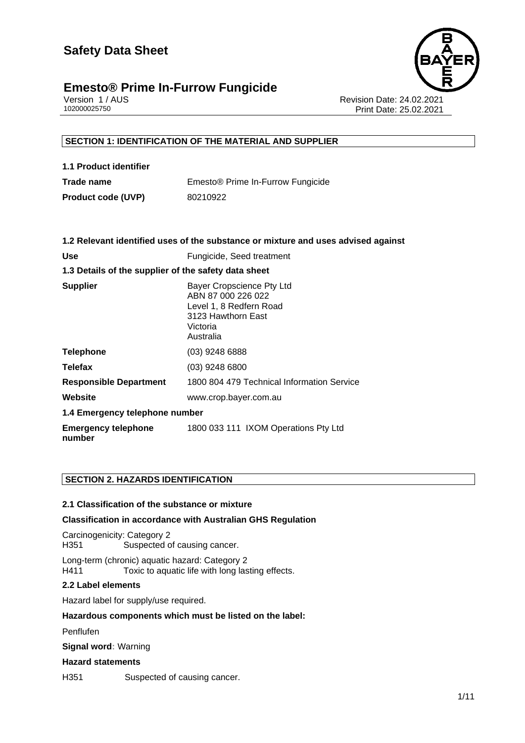# Safety Data Sheet

## Emesto® Prime In-Furrow Fungicide

Version 1 / AUS
102000025750

Revision Date: 24.02.2021
Print Date: 25.02.2021

### SECTION 1: IDENTIFICATION OF THE MATERIAL AND SUPPLIER

**1.1 Product identifier**

| | |
|---|---|
| **Trade name** | Emesto® Prime In-Furrow Fungicide |
| **Product code (UVP)** | 80210922 |

**1.2 Relevant identified uses of the substance or mixture and uses advised against**

| | |
|---|---|
| **Use** | Fungicide, Seed treatment |

**1.3 Details of the supplier of the safety data sheet**

| | |
|---|---|
| **Supplier** | Bayer Cropscience Pty Ltd<br>ABN 87 000 226 022<br>Level 1, 8 Redfern Road<br>3123 Hawthorn East<br>Victoria<br>Australia |
| **Telephone** | (03) 9248 6888 |
| **Telefax** | (03) 9248 6800 |
| **Responsible Department** | 1800 804 479 Technical Information Service |
| **Website** | www.crop.bayer.com.au |

**1.4 Emergency telephone number**

| | |
|---|---|
| **Emergency telephone number** | 1800 033 111 IXOM Operations Pty Ltd |

### SECTION 2. HAZARDS IDENTIFICATION

**2.1 Classification of the substance or mixture**

**Classification in accordance with Australian GHS Regulation**

Carcinogenicity: Category 2
H351 Suspected of causing cancer.

Long-term (chronic) aquatic hazard: Category 2
H411 Toxic to aquatic life with long lasting effects.

**2.2 Label elements**

Hazard label for supply/use required.

**Hazardous components which must be listed on the label:**

Penflufen

**Signal word:** Warning

**Hazard statements**

H351 Suspected of causing cancer.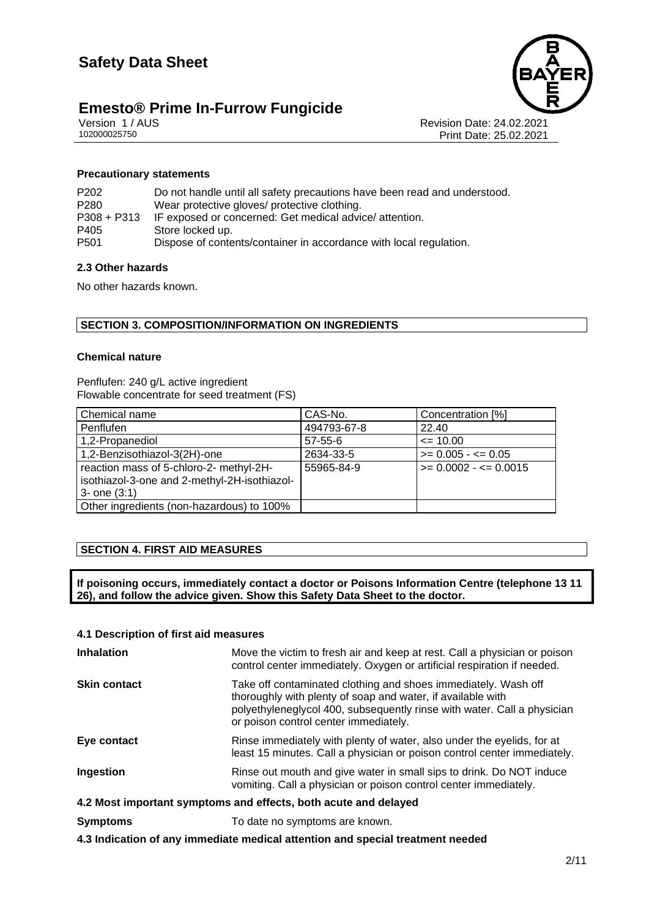### Precautionary statements

| | |
|---|---|
| P202 | Do not handle until all safety precautions have been read and understood. |
| P280 | Wear protective gloves/ protective clothing. |
| P308 + P313 | IF exposed or concerned: Get medical advice/ attention. |
| P405 | Store locked up. |
| P501 | Dispose of contents/container in accordance with local regulation. |

### 2.3 Other hazards

No other hazards known.

## SECTION 3. COMPOSITION/INFORMATION ON INGREDIENTS

### Chemical nature

Penflufen: 240 g/L active ingredient
Flowable concentrate for seed treatment (FS)

| Chemical name | CAS-No. | Concentration [%] |
|---|---|---|
| Penflufen | 494793-67-8 | 22.40 |
| 1,2-Propanediol | 57-55-6 | <= 10.00 |
| 1,2-Benzisothiazol-3(2H)-one | 2634-33-5 | >= 0.005 - <= 0.05 |
| reaction mass of 5-chloro-2- methyl-2H-isothiazol-3-one and 2-methyl-2H-isothiazol-3- one (3:1) | 55965-84-9 | >= 0.0002 - <= 0.0015 |
| Other ingredients (non-hazardous) to 100% | | |

## SECTION 4. FIRST AID MEASURES

**If poisoning occurs, immediately contact a doctor or Poisons Information Centre (telephone 13 11 26), and follow the advice given. Show this Safety Data Sheet to the doctor.**

### 4.1 Description of first aid measures

**Inhalation**
Move the victim to fresh air and keep at rest. Call a physician or poison control center immediately. Oxygen or artificial respiration if needed.

**Skin contact**
Take off contaminated clothing and shoes immediately. Wash off thoroughly with plenty of soap and water, if available with polyethyleneglycol 400, subsequently rinse with water. Call a physician or poison control center immediately.

**Eye contact**
Rinse immediately with plenty of water, also under the eyelids, for at least 15 minutes. Call a physician or poison control center immediately.

**Ingestion**
Rinse out mouth and give water in small sips to drink. Do NOT induce vomiting. Call a physician or poison control center immediately.

### 4.2 Most important symptoms and effects, both acute and delayed

**Symptoms**
To date no symptoms are known.

### 4.3 Indication of any immediate medical attention and special treatment needed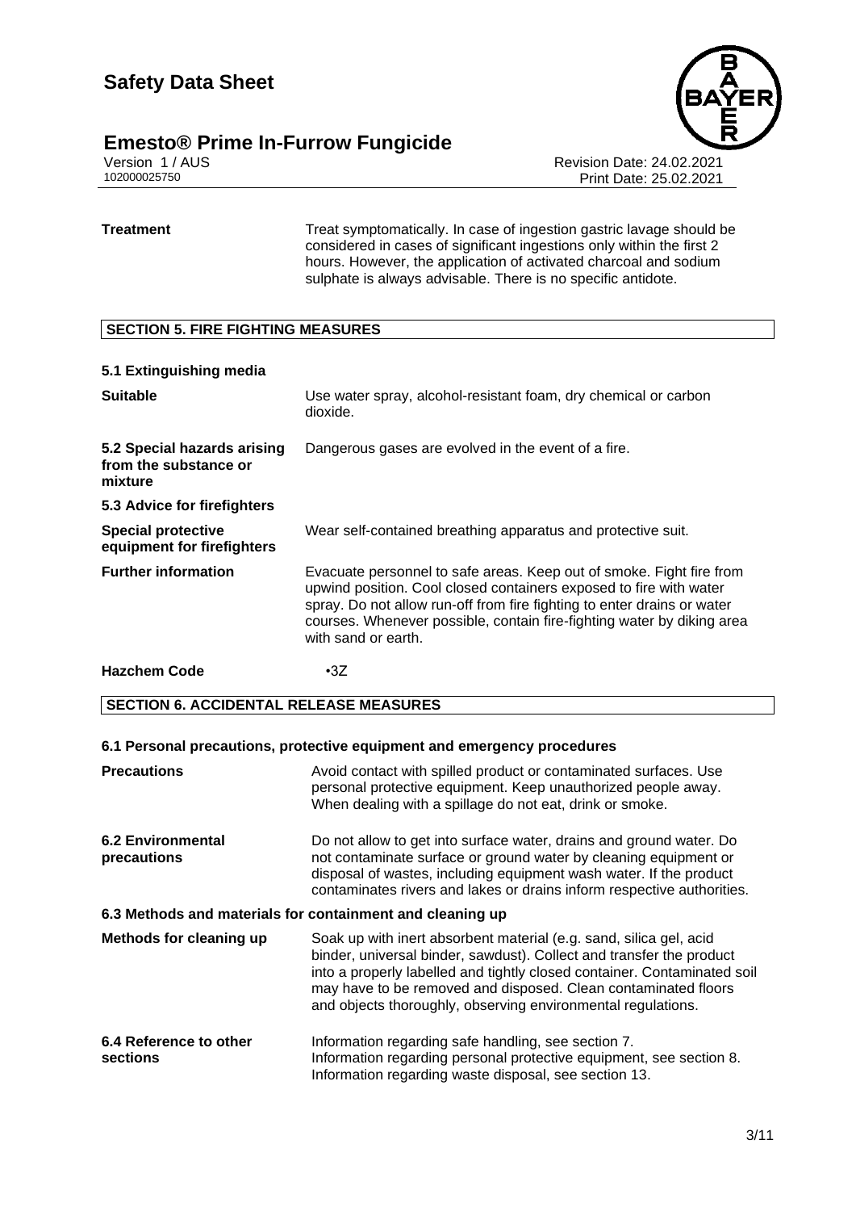**Treatment** Treat symptomatically. In case of ingestion gastric lavage should be considered in cases of significant ingestions only within the first 2 hours. However, the application of activated charcoal and sodium sulphate is always advisable. There is no specific antidote.

## SECTION 5. FIRE FIGHTING MEASURES

### 5.1 Extinguishing media

| | |
|---|---|
| **Suitable** | Use water spray, alcohol-resistant foam, dry chemical or carbon dioxide. |
| **5.2 Special hazards arising from the substance or mixture** | Dangerous gases are evolved in the event of a fire. |
| **5.3 Advice for firefighters** | |
| **Special protective equipment for firefighters** | Wear self-contained breathing apparatus and protective suit. |
| **Further information** | Evacuate personnel to safe areas. Keep out of smoke. Fight fire from upwind position. Cool closed containers exposed to fire with water spray. Do not allow run-off from fire fighting to enter drains or water courses. Whenever possible, contain fire-fighting water by diking area with sand or earth. |
| **Hazchem Code** | •3Z |

## SECTION 6. ACCIDENTAL RELEASE MEASURES

### 6.1 Personal precautions, protective equipment and emergency procedures

| | |
|---|---|
| **Precautions** | Avoid contact with spilled product or contaminated surfaces. Use personal protective equipment. Keep unauthorized people away. When dealing with a spillage do not eat, drink or smoke. |
| **6.2 Environmental precautions** | Do not allow to get into surface water, drains and ground water. Do not contaminate surface or ground water by cleaning equipment or disposal of wastes, including equipment wash water. If the product contaminates rivers and lakes or drains inform respective authorities. |

### 6.3 Methods and materials for containment and cleaning up

| | |
|---|---|
| **Methods for cleaning up** | Soak up with inert absorbent material (e.g. sand, silica gel, acid binder, universal binder, sawdust). Collect and transfer the product into a properly labelled and tightly closed container. Contaminated soil may have to be removed and disposed. Clean contaminated floors and objects thoroughly, observing environmental regulations. |
| **6.4 Reference to other sections** | Information regarding safe handling, see section 7.<br>Information regarding personal protective equipment, see section 8.<br>Information regarding waste disposal, see section 13. |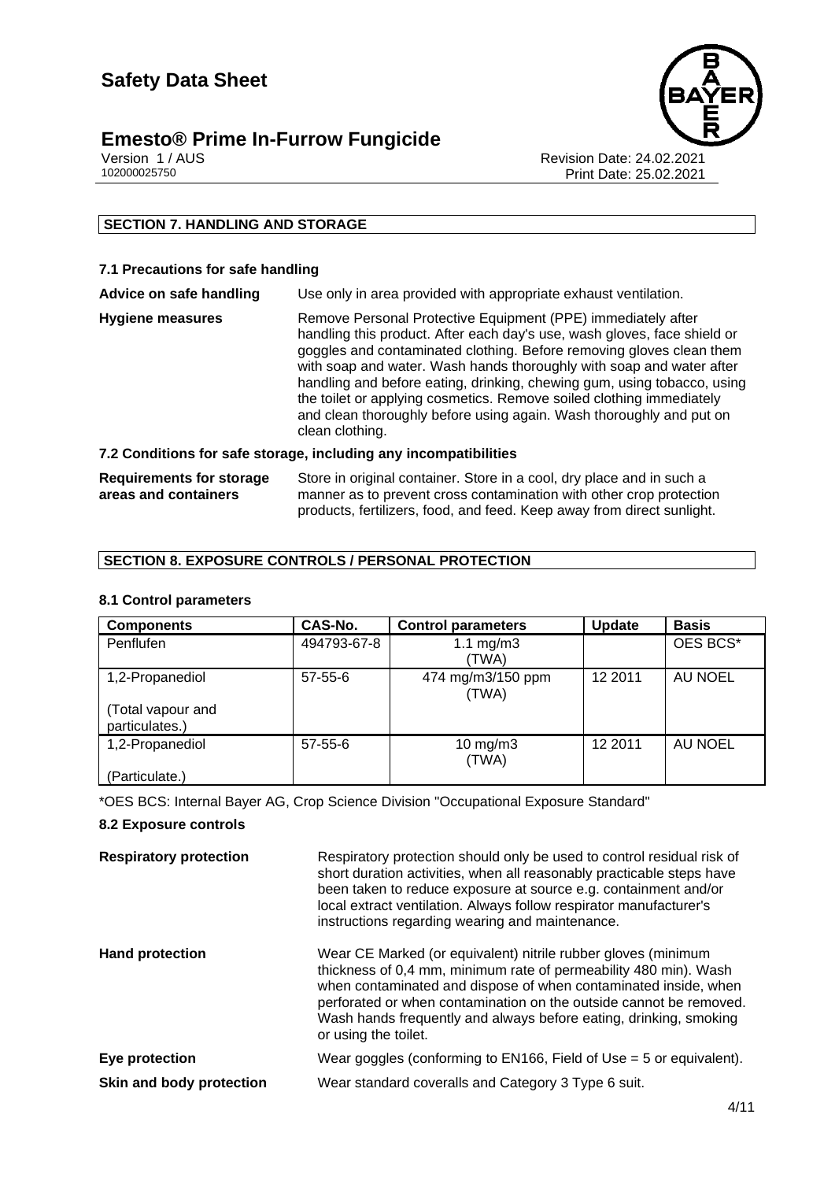## SECTION 7. HANDLING AND STORAGE

### 7.1 Precautions for safe handling

**Advice on safe handling** Use only in area provided with appropriate exhaust ventilation.

**Hygiene measures** Remove Personal Protective Equipment (PPE) immediately after handling this product. After each day's use, wash gloves, face shield or goggles and contaminated clothing. Before removing gloves clean them with soap and water. Wash hands thoroughly with soap and water after handling and before eating, drinking, chewing gum, using tobacco, using the toilet or applying cosmetics. Remove soiled clothing immediately and clean thoroughly before using again. Wash thoroughly and put on clean clothing.

### 7.2 Conditions for safe storage, including any incompatibilities

**Requirements for storage areas and containers** Store in original container. Store in a cool, dry place and in such a manner as to prevent cross contamination with other crop protection products, fertilizers, food, and feed. Keep away from direct sunlight.

## SECTION 8. EXPOSURE CONTROLS / PERSONAL PROTECTION

### 8.1 Control parameters

| Components | CAS-No. | Control parameters | Update | Basis |
|---|---|---|---|---|
| Penflufen | 494793-67-8 | 1.1 mg/m3 (TWA) | | OES BCS* |
| 1,2-Propanediol (Total vapour and particulates.) | 57-55-6 | 474 mg/m3/150 ppm (TWA) | 12 2011 | AU NOEL |
| 1,2-Propanediol (Particulate.) | 57-55-6 | 10 mg/m3 (TWA) | 12 2011 | AU NOEL |

*OES BCS: Internal Bayer AG, Crop Science Division "Occupational Exposure Standard"

### 8.2 Exposure controls

**Respiratory protection** Respiratory protection should only be used to control residual risk of short duration activities, when all reasonably practicable steps have been taken to reduce exposure at source e.g. containment and/or local extract ventilation. Always follow respirator manufacturer's instructions regarding wearing and maintenance.

**Hand protection** Wear CE Marked (or equivalent) nitrile rubber gloves (minimum thickness of 0,4 mm, minimum rate of permeability 480 min). Wash when contaminated and dispose of when contaminated inside, when perforated or when contamination on the outside cannot be removed. Wash hands frequently and always before eating, drinking, smoking or using the toilet.

**Eye protection** Wear goggles (conforming to EN166, Field of Use = 5 or equivalent).

**Skin and body protection** Wear standard coveralls and Category 3 Type 6 suit.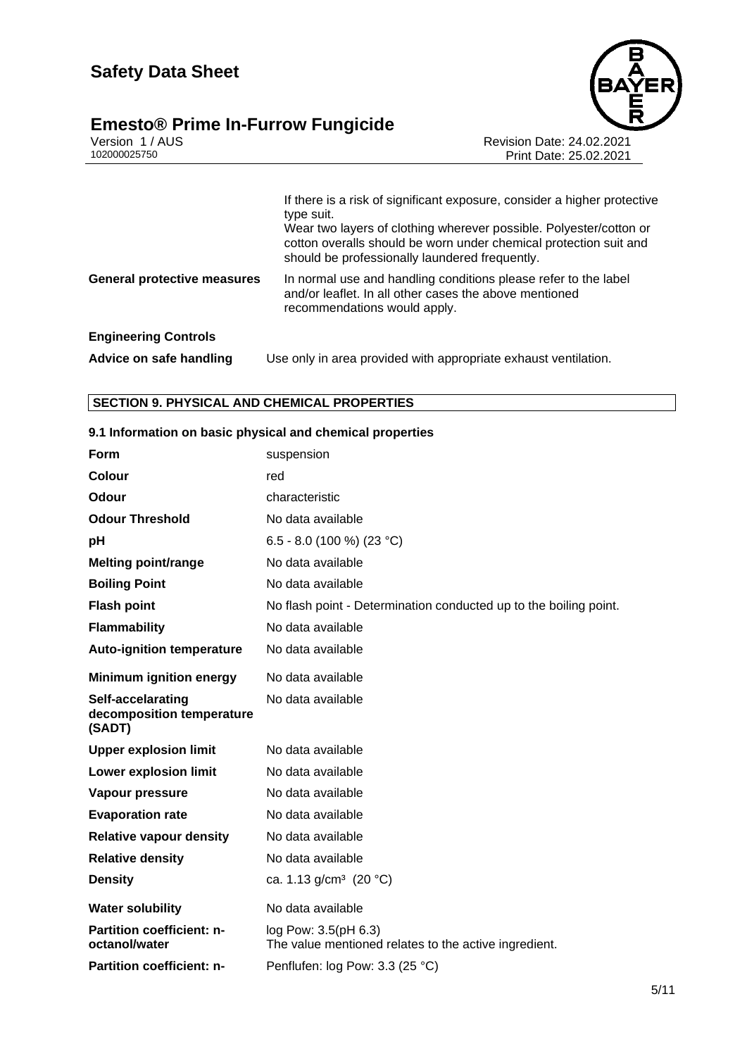| | |
|---|---|
| | If there is a risk of significant exposure, consider a higher protective type suit.<br>Wear two layers of clothing wherever possible. Polyester/cotton or cotton overalls should be worn under chemical protection suit and should be professionally laundered frequently. |
| **General protective measures** | In normal use and handling conditions please refer to the label and/or leaflet. In all other cases the above mentioned recommendations would apply. |

**Engineering Controls**

| | |
|---|---|
| **Advice on safe handling** | Use only in area provided with appropriate exhaust ventilation. |

## SECTION 9. PHYSICAL AND CHEMICAL PROPERTIES

### 9.1 Information on basic physical and chemical properties

| | |
|---|---|
| **Form** | suspension |
| **Colour** | red |
| **Odour** | characteristic |
| **Odour Threshold** | No data available |
| **pH** | 6.5 - 8.0 (100 %) (23 °C) |
| **Melting point/range** | No data available |
| **Boiling Point** | No data available |
| **Flash point** | No flash point - Determination conducted up to the boiling point. |
| **Flammability** | No data available |
| **Auto-ignition temperature** | No data available |
| **Minimum ignition energy** | No data available |
| **Self-accelarating decomposition temperature (SADT)** | No data available |
| **Upper explosion limit** | No data available |
| **Lower explosion limit** | No data available |
| **Vapour pressure** | No data available |
| **Evaporation rate** | No data available |
| **Relative vapour density** | No data available |
| **Relative density** | No data available |
| **Density** | ca. 1.13 g/cm³ (20 °C) |
| **Water solubility** | No data available |
| **Partition coefficient: n-octanol/water** | log Pow: 3.5(pH 6.3)<br>The value mentioned relates to the active ingredient. |
| **Partition coefficient: n-** | Penflufen: log Pow: 3.3 (25 °C) |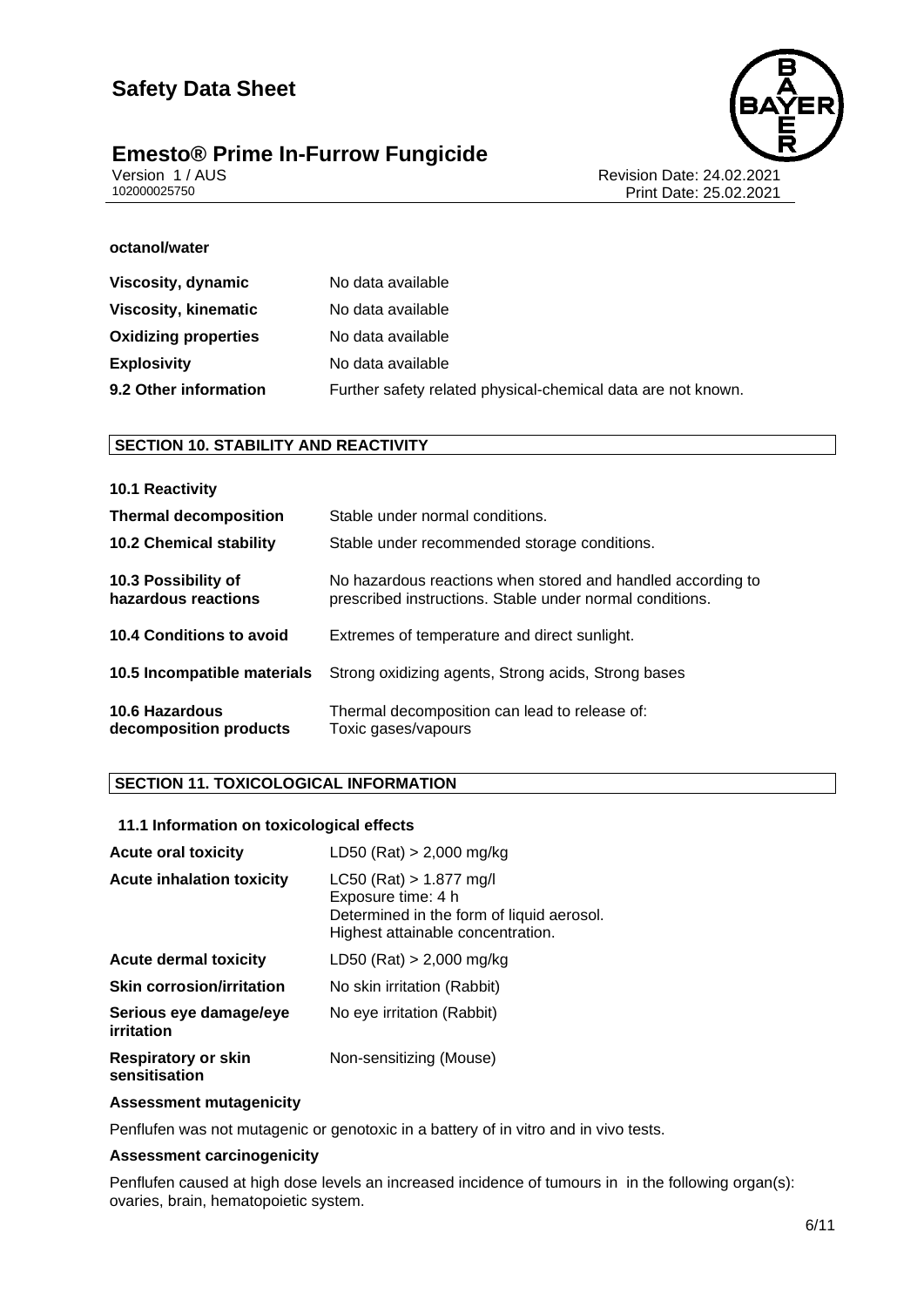**octanol/water**

| | |
|---|---|
| **Viscosity, dynamic** | No data available |
| **Viscosity, kinematic** | No data available |
| **Oxidizing properties** | No data available |
| **Explosivity** | No data available |
| **9.2 Other information** | Further safety related physical-chemical data are not known. |

## SECTION 10. STABILITY AND REACTIVITY

| | |
|---|---|
| **10.1 Reactivity** | |
| **Thermal decomposition** | Stable under normal conditions. |
| **10.2 Chemical stability** | Stable under recommended storage conditions. |
| **10.3 Possibility of hazardous reactions** | No hazardous reactions when stored and handled according to prescribed instructions. Stable under normal conditions. |
| **10.4 Conditions to avoid** | Extremes of temperature and direct sunlight. |
| **10.5 Incompatible materials** | Strong oxidizing agents, Strong acids, Strong bases |
| **10.6 Hazardous decomposition products** | Thermal decomposition can lead to release of: Toxic gases/vapours |

## SECTION 11. TOXICOLOGICAL INFORMATION

### 11.1 Information on toxicological effects

| | |
|---|---|
| **Acute oral toxicity** | LD50 (Rat) > 2,000 mg/kg |
| **Acute inhalation toxicity** | LC50 (Rat) > 1.877 mg/l<br>Exposure time: 4 h<br>Determined in the form of liquid aerosol.<br>Highest attainable concentration. |
| **Acute dermal toxicity** | LD50 (Rat) > 2,000 mg/kg |
| **Skin corrosion/irritation** | No skin irritation (Rabbit) |
| **Serious eye damage/eye irritation** | No eye irritation (Rabbit) |
| **Respiratory or skin sensitisation** | Non-sensitizing (Mouse) |

**Assessment mutagenicity**

Penflufen was not mutagenic or genotoxic in a battery of in vitro and in vivo tests.

**Assessment carcinogenicity**

Penflufen caused at high dose levels an increased incidence of tumours in in the following organ(s): ovaries, brain, hematopoietic system.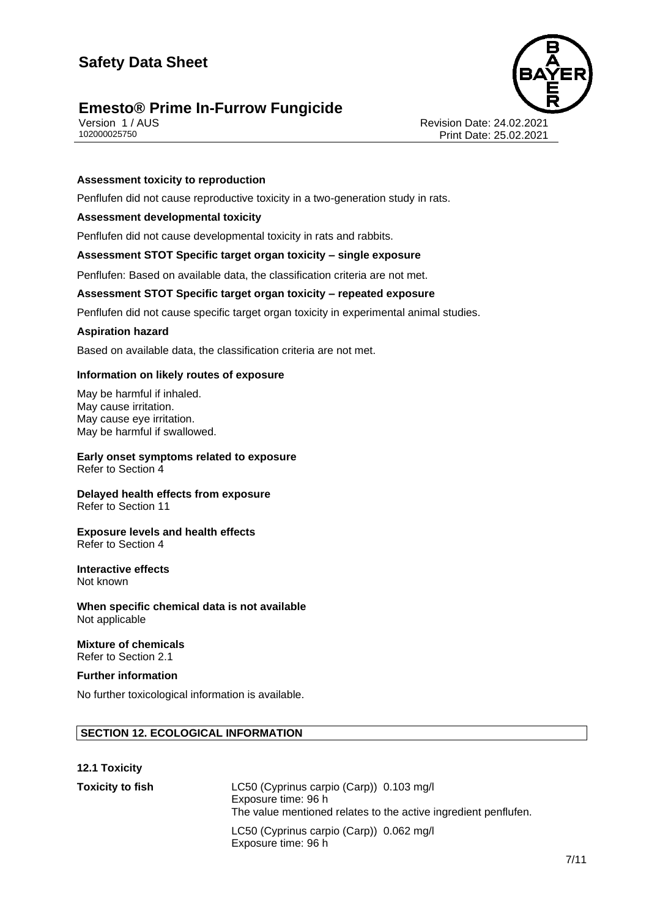**Assessment toxicity to reproduction**

Penflufen did not cause reproductive toxicity in a two-generation study in rats.

**Assessment developmental toxicity**

Penflufen did not cause developmental toxicity in rats and rabbits.

**Assessment STOT Specific target organ toxicity – single exposure**

Penflufen: Based on available data, the classification criteria are not met.

**Assessment STOT Specific target organ toxicity – repeated exposure**

Penflufen did not cause specific target organ toxicity in experimental animal studies.

**Aspiration hazard**

Based on available data, the classification criteria are not met.

**Information on likely routes of exposure**

May be harmful if inhaled.
May cause irritation.
May cause eye irritation.
May be harmful if swallowed.

**Early onset symptoms related to exposure**
Refer to Section 4

**Delayed health effects from exposure**
Refer to Section 11

**Exposure levels and health effects**
Refer to Section 4

**Interactive effects**
Not known

**When specific chemical data is not available**
Not applicable

**Mixture of chemicals**
Refer to Section 2.1

**Further information**

No further toxicological information is available.

## SECTION 12. ECOLOGICAL INFORMATION

**12.1 Toxicity**

**Toxicity to fish**

LC50 (Cyprinus carpio (Carp)) 0.103 mg/l
Exposure time: 96 h
The value mentioned relates to the active ingredient penflufen.

LC50 (Cyprinus carpio (Carp)) 0.062 mg/l
Exposure time: 96 h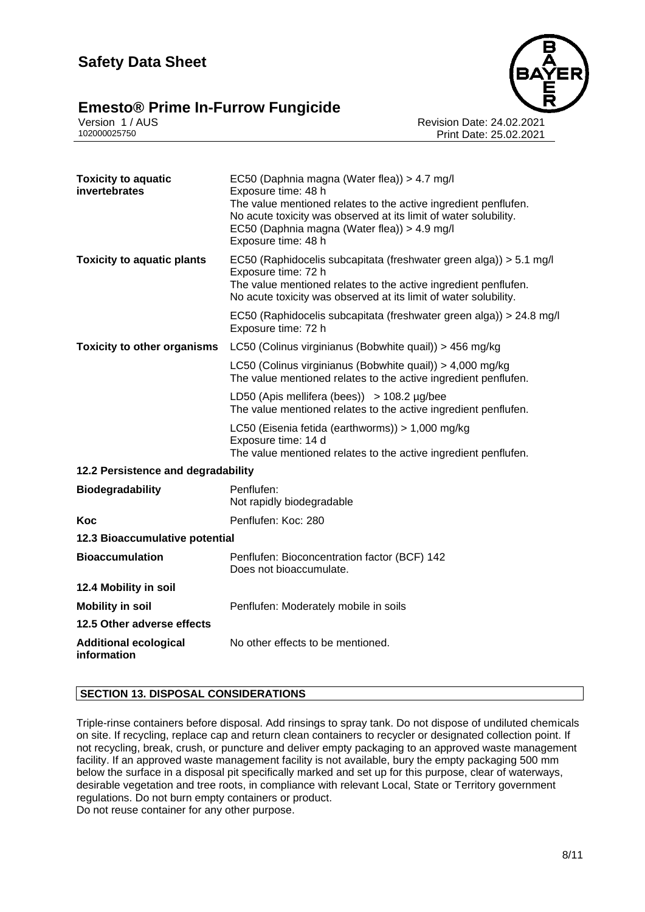| | |
|---|---|
| **Toxicity to aquatic invertebrates** | EC50 (Daphnia magna (Water flea)) > 4.7 mg/l<br>Exposure time: 48 h<br>The value mentioned relates to the active ingredient penflufen.<br>No acute toxicity was observed at its limit of water solubility.<br>EC50 (Daphnia magna (Water flea)) > 4.9 mg/l<br>Exposure time: 48 h |
| **Toxicity to aquatic plants** | EC50 (Raphidocelis subcapitata (freshwater green alga)) > 5.1 mg/l<br>Exposure time: 72 h<br>The value mentioned relates to the active ingredient penflufen.<br>No acute toxicity was observed at its limit of water solubility. |
| | EC50 (Raphidocelis subcapitata (freshwater green alga)) > 24.8 mg/l<br>Exposure time: 72 h |
| **Toxicity to other organisms** | LC50 (Colinus virginianus (Bobwhite quail)) > 456 mg/kg |
| | LC50 (Colinus virginianus (Bobwhite quail)) > 4,000 mg/kg<br>The value mentioned relates to the active ingredient penflufen. |
| | LD50 (Apis mellifera (bees)) > 108.2 µg/bee<br>The value mentioned relates to the active ingredient penflufen. |
| | LC50 (Eisenia fetida (earthworms)) > 1,000 mg/kg<br>Exposure time: 14 d<br>The value mentioned relates to the active ingredient penflufen. |

**12.2 Persistence and degradability**

| | |
|---|---|
| **Biodegradability** | Penflufen:<br>Not rapidly biodegradable |
| **Koc** | Penflufen: Koc: 280 |

**12.3 Bioaccumulative potential**

| | |
|---|---|
| **Bioaccumulation** | Penflufen: Bioconcentration factor (BCF) 142<br>Does not bioaccumulate. |

**12.4 Mobility in soil**

| | |
|---|---|
| **Mobility in soil** | Penflufen: Moderately mobile in soils |

**12.5 Other adverse effects**

| | |
|---|---|
| **Additional ecological information** | No other effects to be mentioned. |

## SECTION 13. DISPOSAL CONSIDERATIONS

Triple-rinse containers before disposal. Add rinsings to spray tank. Do not dispose of undiluted chemicals on site. If recycling, replace cap and return clean containers to recycler or designated collection point. If not recycling, break, crush, or puncture and deliver empty packaging to an approved waste management facility. If an approved waste management facility is not available, bury the empty packaging 500 mm below the surface in a disposal pit specifically marked and set up for this purpose, clear of waterways, desirable vegetation and tree roots, in compliance with relevant Local, State or Territory government regulations. Do not burn empty containers or product.
Do not reuse container for any other purpose.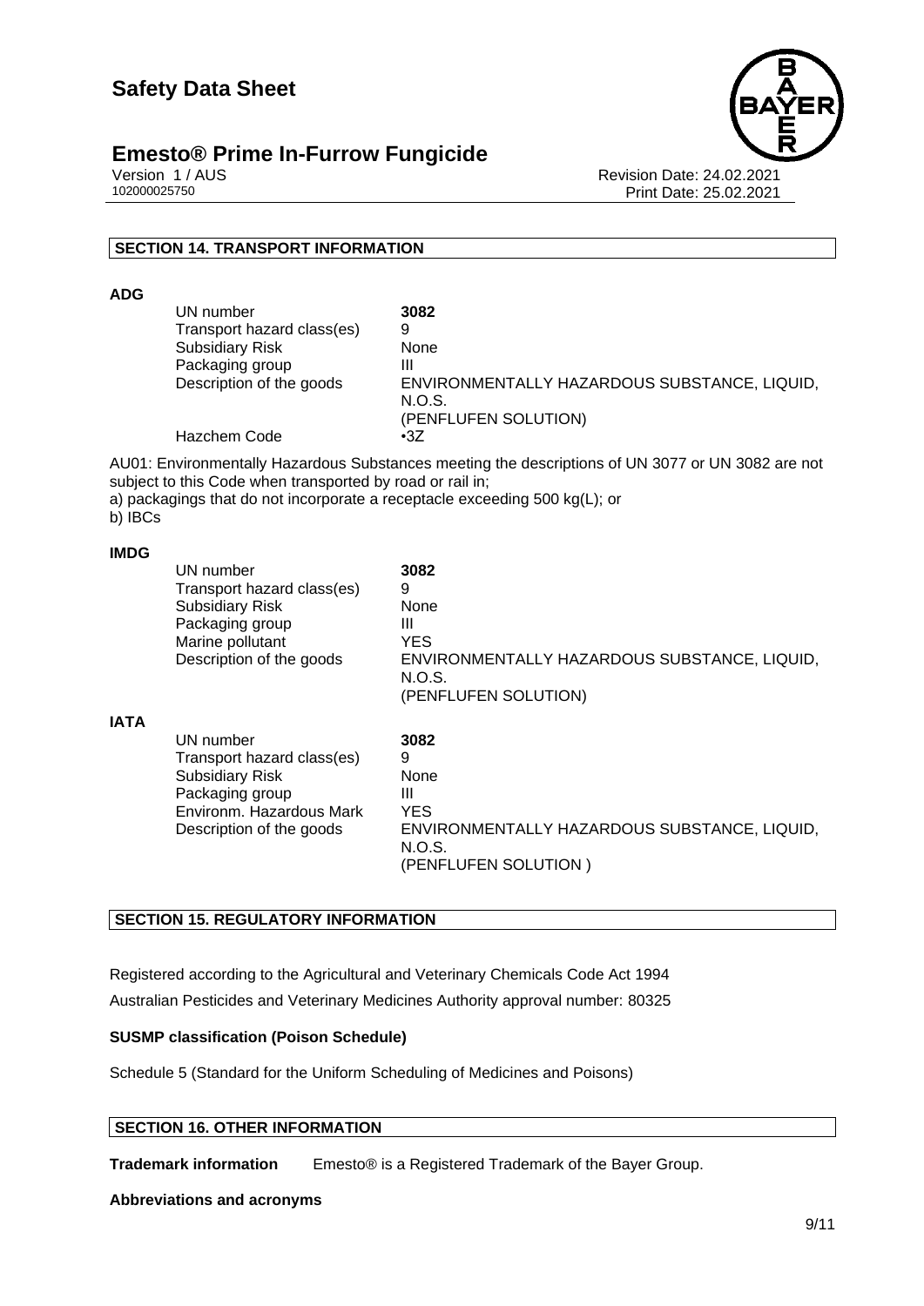## SECTION 14. TRANSPORT INFORMATION

**ADG**

| | |
|---|---|
| UN number | **3082** |
| Transport hazard class(es) | 9 |
| Subsidiary Risk | None |
| Packaging group | III |
| Description of the goods | ENVIRONMENTALLY HAZARDOUS SUBSTANCE, LIQUID, N.O.S. (PENFLUFEN SOLUTION) |
| Hazchem Code | •3Z |

AU01: Environmentally Hazardous Substances meeting the descriptions of UN 3077 or UN 3082 are not subject to this Code when transported by road or rail in;
a) packagings that do not incorporate a receptacle exceeding 500 kg(L); or
b) IBCs

**IMDG**

| | |
|---|---|
| UN number | **3082** |
| Transport hazard class(es) | 9 |
| Subsidiary Risk | None |
| Packaging group | III |
| Marine pollutant | YES |
| Description of the goods | ENVIRONMENTALLY HAZARDOUS SUBSTANCE, LIQUID, N.O.S. (PENFLUFEN SOLUTION) |

**IATA**

| | |
|---|---|
| UN number | **3082** |
| Transport hazard class(es) | 9 |
| Subsidiary Risk | None |
| Packaging group | III |
| Environm. Hazardous Mark | YES |
| Description of the goods | ENVIRONMENTALLY HAZARDOUS SUBSTANCE, LIQUID, N.O.S. (PENFLUFEN SOLUTION ) |

## SECTION 15. REGULATORY INFORMATION

Registered according to the Agricultural and Veterinary Chemicals Code Act 1994

Australian Pesticides and Veterinary Medicines Authority approval number: 80325

**SUSMP classification (Poison Schedule)**

Schedule 5 (Standard for the Uniform Scheduling of Medicines and Poisons)

## SECTION 16. OTHER INFORMATION

**Trademark information** Emesto® is a Registered Trademark of the Bayer Group.

**Abbreviations and acronyms**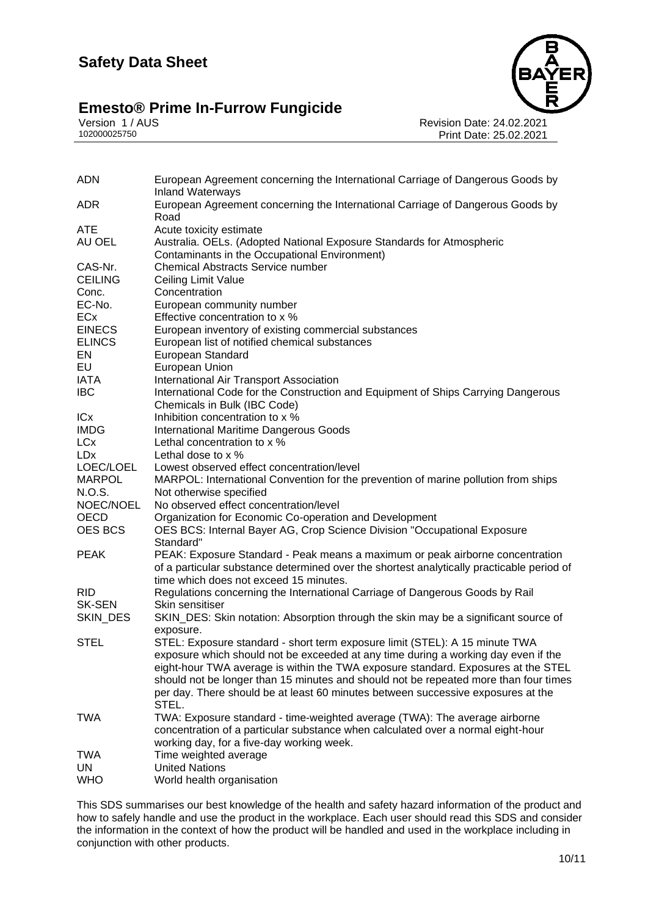| | |
|---|---|
| ADN | European Agreement concerning the International Carriage of Dangerous Goods by Inland Waterways |
| ADR | European Agreement concerning the International Carriage of Dangerous Goods by Road |
| ATE | Acute toxicity estimate |
| AU OEL | Australia. OELs. (Adopted National Exposure Standards for Atmospheric Contaminants in the Occupational Environment) |
| CAS-Nr. | Chemical Abstracts Service number |
| CEILING | Ceiling Limit Value |
| Conc. | Concentration |
| EC-No. | European community number |
| ECx | Effective concentration to x % |
| EINECS | European inventory of existing commercial substances |
| ELINCS | European list of notified chemical substances |
| EN | European Standard |
| EU | European Union |
| IATA | International Air Transport Association |
| IBC | International Code for the Construction and Equipment of Ships Carrying Dangerous Chemicals in Bulk (IBC Code) |
| ICx | Inhibition concentration to x % |
| IMDG | International Maritime Dangerous Goods |
| LCx | Lethal concentration to x % |
| LDx | Lethal dose to x % |
| LOEC/LOEL | Lowest observed effect concentration/level |
| MARPOL | MARPOL: International Convention for the prevention of marine pollution from ships |
| N.O.S. | Not otherwise specified |
| NOEC/NOEL | No observed effect concentration/level |
| OECD | Organization for Economic Co-operation and Development |
| OES BCS | OES BCS: Internal Bayer AG, Crop Science Division "Occupational Exposure Standard" |
| PEAK | PEAK: Exposure Standard - Peak means a maximum or peak airborne concentration of a particular substance determined over the shortest analytically practicable period of time which does not exceed 15 minutes. |
| RID | Regulations concerning the International Carriage of Dangerous Goods by Rail |
| SK-SEN | Skin sensitiser |
| SKIN_DES | SKIN_DES: Skin notation: Absorption through the skin may be a significant source of exposure. |
| STEL | STEL: Exposure standard - short term exposure limit (STEL): A 15 minute TWA exposure which should not be exceeded at any time during a working day even if the eight-hour TWA average is within the TWA exposure standard. Exposures at the STEL should not be longer than 15 minutes and should not be repeated more than four times per day. There should be at least 60 minutes between successive exposures at the STEL. |
| TWA | TWA: Exposure standard - time-weighted average (TWA): The average airborne concentration of a particular substance when calculated over a normal eight-hour working day, for a five-day working week. |
| TWA | Time weighted average |
| UN | United Nations |
| WHO | World health organisation |

This SDS summarises our best knowledge of the health and safety hazard information of the product and how to safely handle and use the product in the workplace. Each user should read this SDS and consider the information in the context of how the product will be handled and used in the workplace including in conjunction with other products.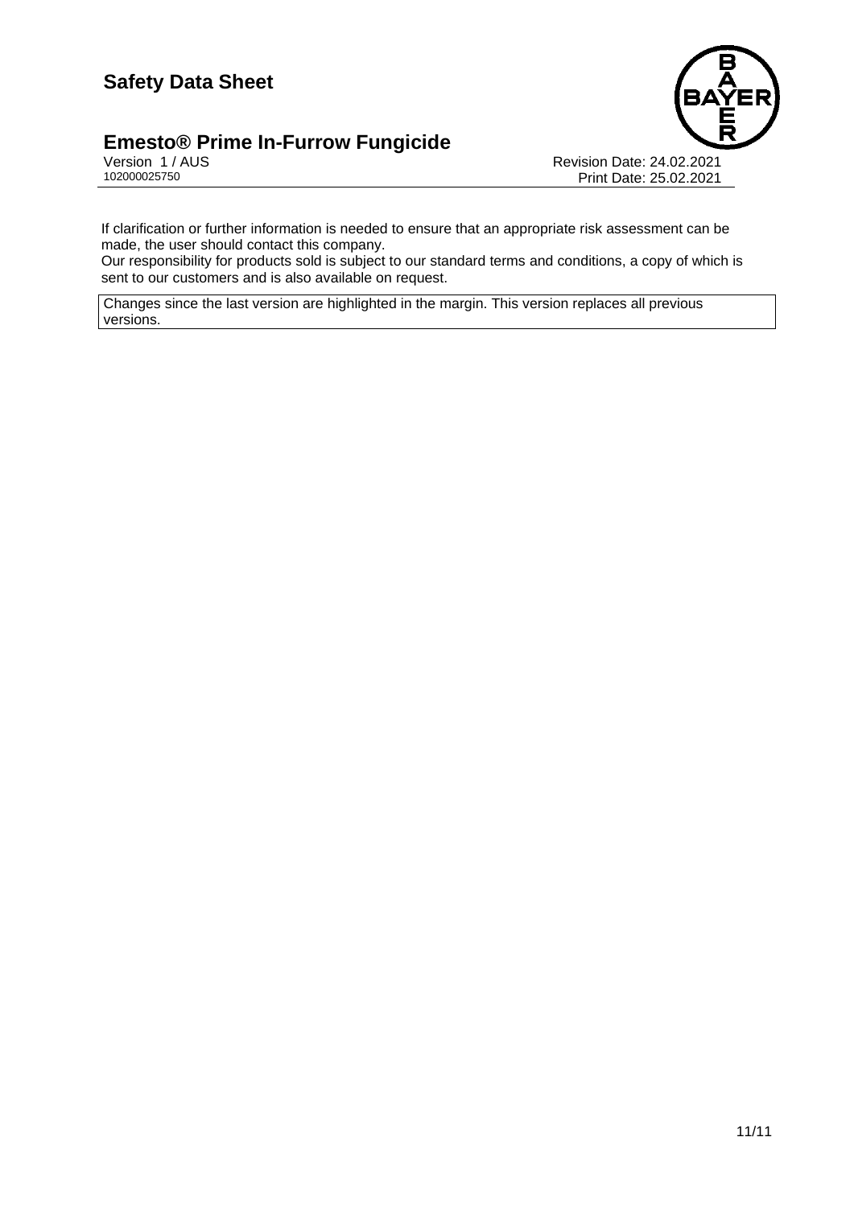If clarification or further information is needed to ensure that an appropriate risk assessment can be made, the user should contact this company.
Our responsibility for products sold is subject to our standard terms and conditions, a copy of which is sent to our customers and is also available on request.

Changes since the last version are highlighted in the margin. This version replaces all previous versions.